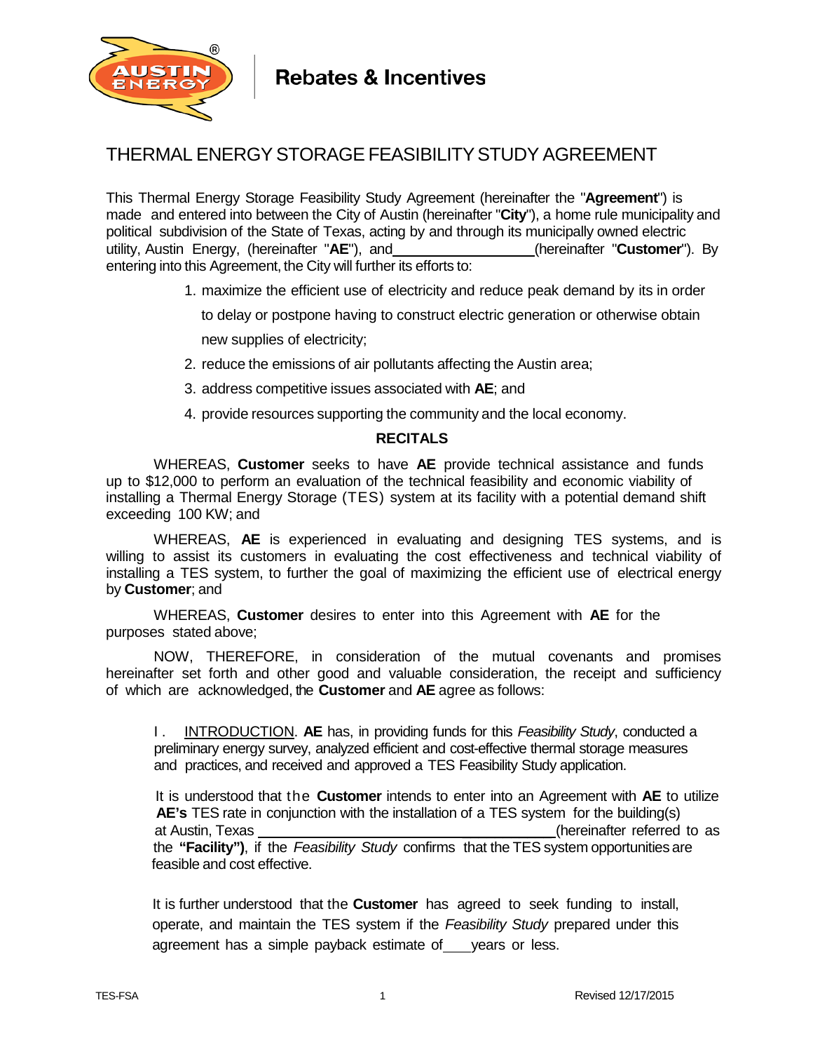Rebates & Incentives

# THERMAL ENERGY STORAGE FEASIBILITY STUDY AGREEMENT

This Thermal Energy Storage Feasibility Study Agreement (hereinafter the "**Agreement**") is made and entered into between the City of Austin (hereinafter "**City**"), a home rule municipality and political subdivision of the State of Texas, acting by and through its municipally owned electric utility, Austin Energy, (hereinafter "**AE**"), and__________________(hereinafter "**Customer**"). By entering into this Agreement, the City will further its efforts to:

1. maximize the efficient use of electricity and reduce peak demand by its in order to delay or postpone having to construct electric generation or otherwise obtain new supplies of electricity;
2. reduce the emissions of air pollutants affecting the Austin area;
3. address competitive issues associated with **AE**; and
4. provide resources supporting the community and the local economy.

## RECITALS

WHEREAS, **Customer** seeks to have **AE** provide technical assistance and funds up to $12,000 to perform an evaluation of the technical feasibility and economic viability of installing a Thermal Energy Storage (TES) system at its facility with a potential demand shift exceeding 100 KW; and

WHEREAS, **AE** is experienced in evaluating and designing TES systems, and is willing to assist its customers in evaluating the cost effectiveness and technical viability of installing a TES system, to further the goal of maximizing the efficient use of electrical energy by **Customer**; and

WHEREAS, **Customer** desires to enter into this Agreement with **AE** for the purposes stated above;

NOW, THEREFORE, in consideration of the mutual covenants and promises hereinafter set forth and other good and valuable consideration, the receipt and sufficiency of which are acknowledged, the **Customer** and **AE** agree as follows:

I. <u>INTRODUCTION</u>. **AE** has, in providing funds for this *Feasibility Study*, conducted a preliminary energy survey, analyzed efficient and cost-effective thermal storage measures and practices, and received and approved a TES Feasibility Study application.

It is understood that the **Customer** intends to enter into an Agreement with **AE** to utilize **AE's** TES rate in conjunction with the installation of a TES system for the building(s) at Austin, Texas ________________________________________(hereinafter referred to as the **"Facility")**, if the *Feasibility Study* confirms that the TES system opportunities are feasible and cost effective.

It is further understood that the **Customer** has agreed to seek funding to install, operate, and maintain the TES system if the *Feasibility Study* prepared under this agreement has a simple payback estimate of____years or less.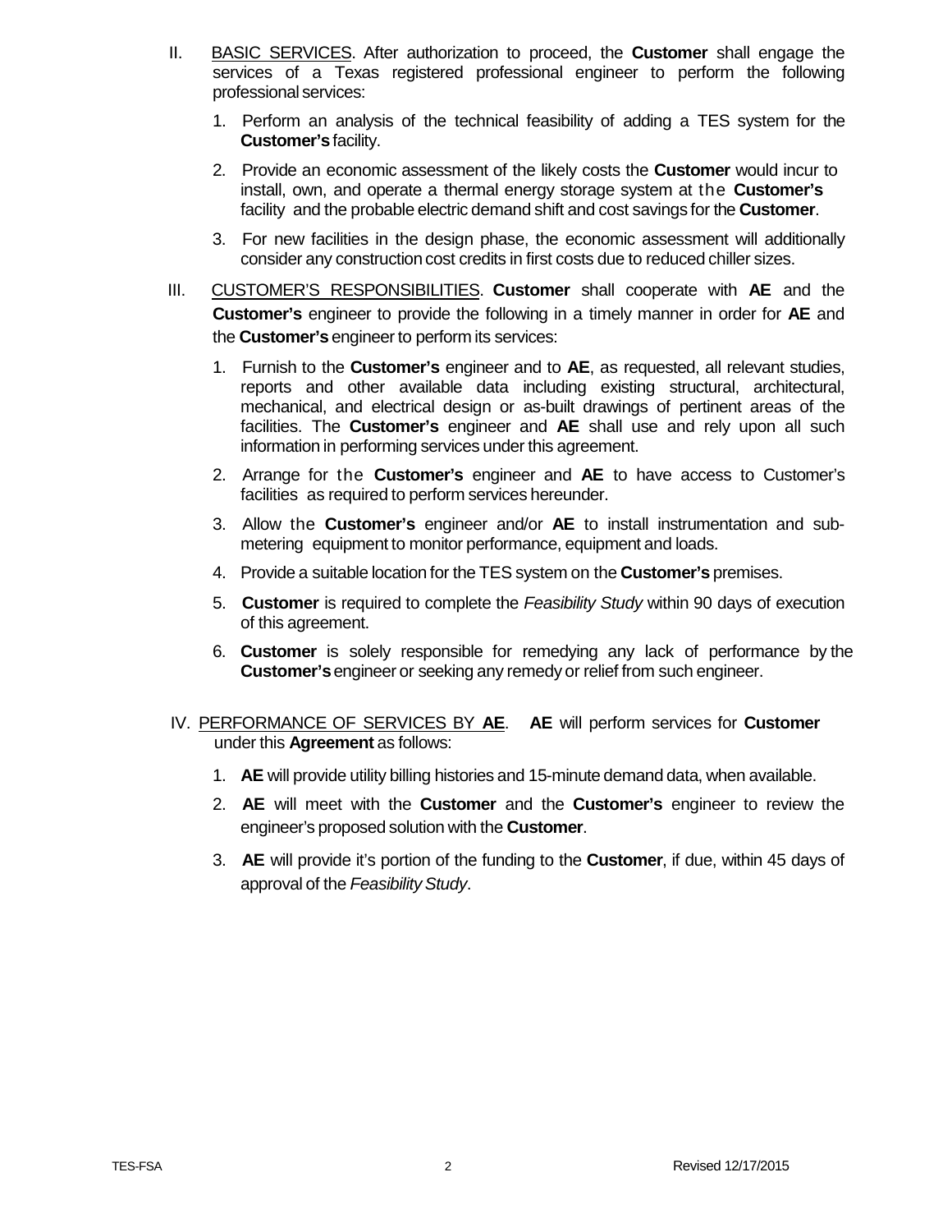II. <u>BASIC SERVICES</u>. After authorization to proceed, the **Customer** shall engage the services of a Texas registered professional engineer to perform the following professional services:

1. Perform an analysis of the technical feasibility of adding a TES system for the **Customer's** facility.
2. Provide an economic assessment of the likely costs the **Customer** would incur to install, own, and operate a thermal energy storage system at the **Customer's** facility and the probable electric demand shift and cost savings for the **Customer**.
3. For new facilities in the design phase, the economic assessment will additionally consider any construction cost credits in first costs due to reduced chiller sizes.

III. <u>CUSTOMER'S RESPONSIBILITIES</u>. **Customer** shall cooperate with **AE** and the **Customer's** engineer to provide the following in a timely manner in order for **AE** and the **Customer's** engineer to perform its services:

1. Furnish to the **Customer's** engineer and to **AE**, as requested, all relevant studies, reports and other available data including existing structural, architectural, mechanical, and electrical design or as-built drawings of pertinent areas of the facilities. The **Customer's** engineer and **AE** shall use and rely upon all such information in performing services under this agreement.
2. Arrange for the **Customer's** engineer and **AE** to have access to Customer's facilities as required to perform services hereunder.
3. Allow the **Customer's** engineer and/or **AE** to install instrumentation and sub-metering equipment to monitor performance, equipment and loads.
4. Provide a suitable location for the TES system on the **Customer's** premises.
5. **Customer** is required to complete the *Feasibility Study* within 90 days of execution of this agreement.
6. **Customer** is solely responsible for remedying any lack of performance by the **Customer's** engineer or seeking any remedy or relief from such engineer.

IV. <u>PERFORMANCE OF SERVICES BY **AE**</u>. **AE** will perform services for **Customer** under this **Agreement** as follows:

1. **AE** will provide utility billing histories and 15-minute demand data, when available.
2. **AE** will meet with the **Customer** and the **Customer's** engineer to review the engineer's proposed solution with the **Customer**.
3. **AE** will provide it's portion of the funding to the **Customer**, if due, within 45 days of approval of the *Feasibility Study*.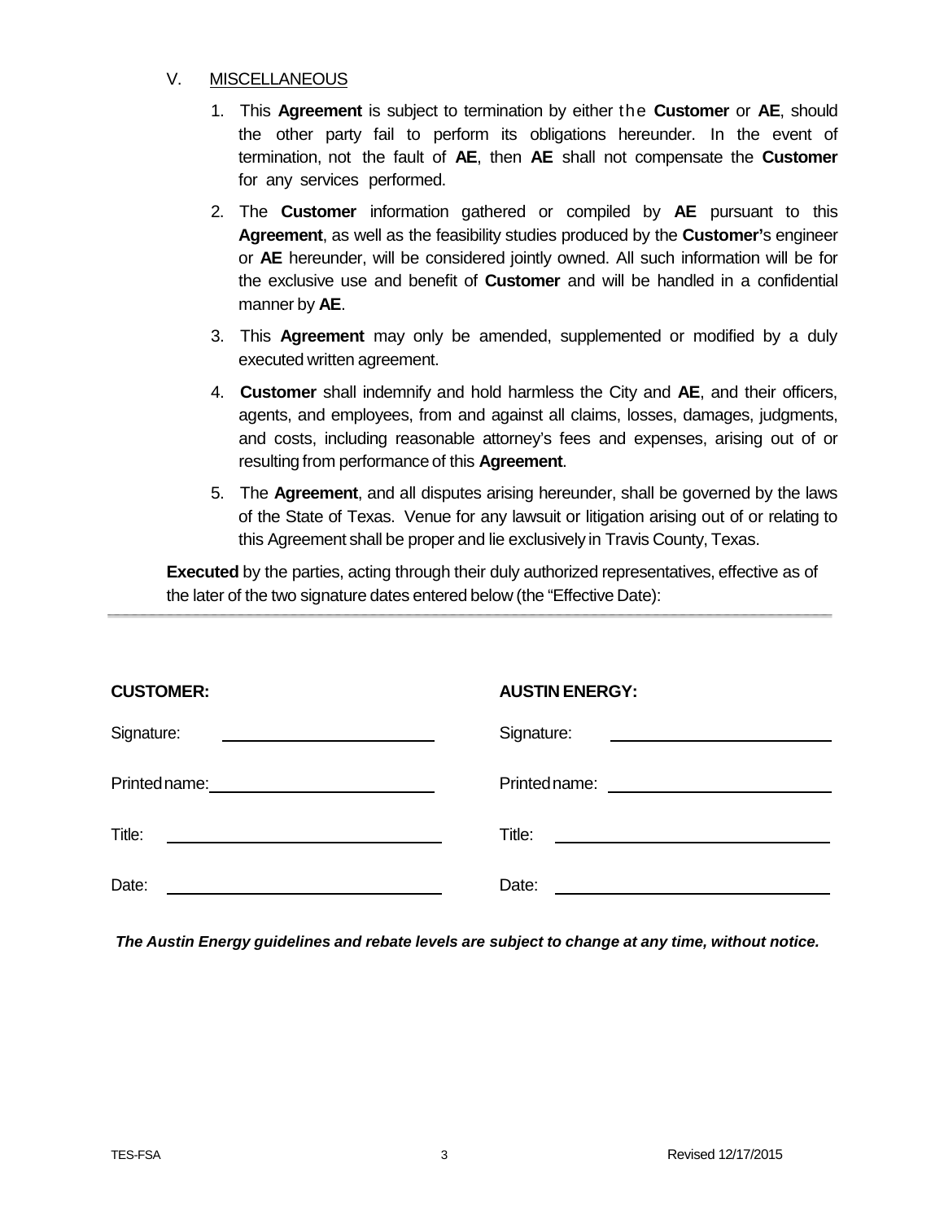## V. <u>MISCELLANEOUS</u>

1. This **Agreement** is subject to termination by either the **Customer** or **AE**, should the other party fail to perform its obligations hereunder. In the event of termination, not the fault of **AE**, then **AE** shall not compensate the **Customer** for any services performed.

2. The **Customer** information gathered or compiled by **AE** pursuant to this **Agreement**, as well as the feasibility studies produced by the **Customer'**s engineer or **AE** hereunder, will be considered jointly owned. All such information will be for the exclusive use and benefit of **Customer** and will be handled in a confidential manner by **AE**.

3. This **Agreement** may only be amended, supplemented or modified by a duly executed written agreement.

4. **Customer** shall indemnify and hold harmless the City and **AE**, and their officers, agents, and employees, from and against all claims, losses, damages, judgments, and costs, including reasonable attorney's fees and expenses, arising out of or resulting from performance of this **Agreement**.

5. The **Agreement**, and all disputes arising hereunder, shall be governed by the laws of the State of Texas. Venue for any lawsuit or litigation arising out of or relating to this Agreement shall be proper and lie exclusively in Travis County, Texas.

**Executed** by the parties, acting through their duly authorized representatives, effective as of the later of the two signature dates entered below (the "Effective Date):

---

| **CUSTOMER:** | **AUSTIN ENERGY:** |
|---|---|
| Signature: ______________________ | Signature: ______________________ |
| Printed name: ______________________ | Printed name: ______________________ |
| Title: ______________________ | Title: ______________________ |
| Date: ______________________ | Date: ______________________ |

***The Austin Energy guidelines and rebate levels are subject to change at any time, without notice.***

TES-FSA Revised 12/17/2015